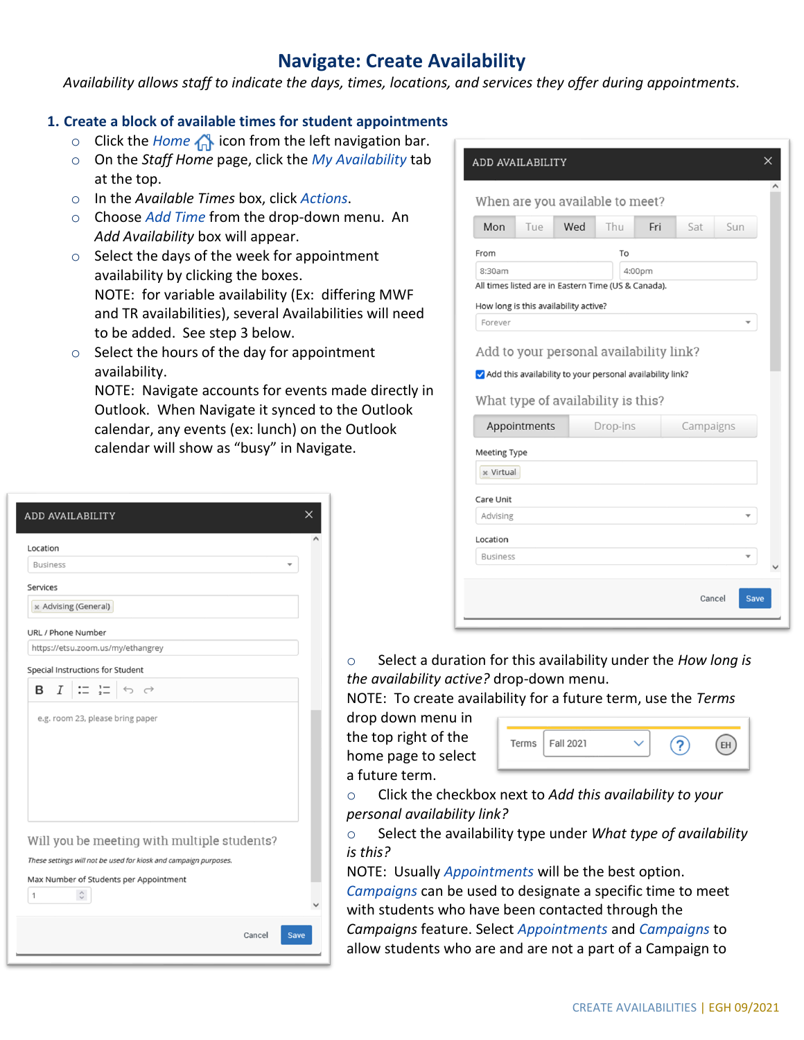# Navigate: Create Availability

*Availability allows staff to indicate the days, times, locations, and services they offer during appointments.*

## 1. Create a block of available times for student appointments

- Click the *Home* icon from the left navigation bar.
- On the *Staff Home* page, click the *My Availability* tab at the top.
- In the *Available Times* box, click *Actions*.
- Choose *Add Time* from the drop-down menu. An *Add Availability* box will appear.
- Select the days of the week for appointment availability by clicking the boxes.
  NOTE: for variable availability (Ex: differing MWF and TR availabilities), several Availabilities will need to be added. See step 3 below.
- Select the hours of the day for appointment availability.
  NOTE: Navigate accounts for events made directly in Outlook. When Navigate it synced to the Outlook calendar, any events (ex: lunch) on the Outlook calendar will show as "busy" in Navigate.
- Select a duration for this availability under the *How long is the availability active?* drop-down menu.
  NOTE: To create availability for a future term, use the *Terms* drop down menu in the top right of the home page to select a future term.
- Click the checkbox next to *Add this availability to your personal availability link?*
- Select the availability type under *What type of availability is this?*
  NOTE: Usually *Appointments* will be the best option. *Campaigns* can be used to designate a specific time to meet with students who have been contacted through the *Campaigns* feature. Select *Appointments* and *Campaigns* to allow students who are and are not a part of a Campaign to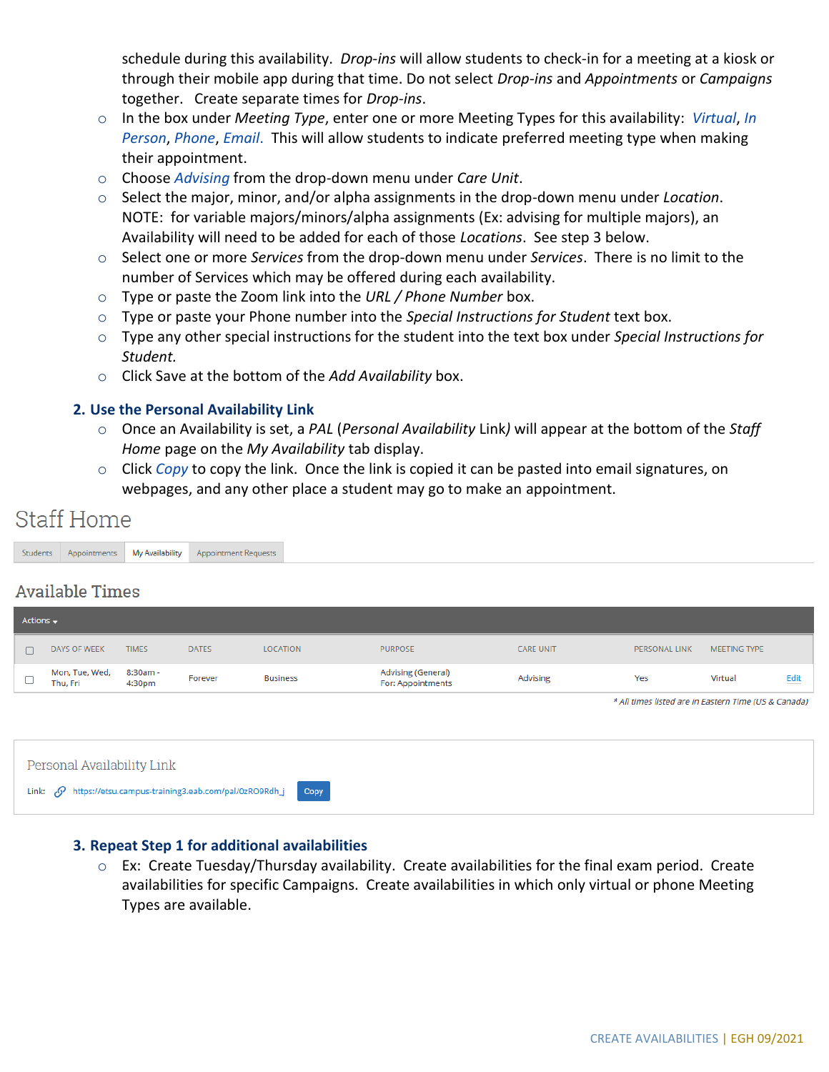schedule during this availability. *Drop-ins* will allow students to check-in for a meeting at a kiosk or through their mobile app during that time. Do not select *Drop-ins* and *Appointments* or *Campaigns* together. Create separate times for *Drop-ins*.

- In the box under *Meeting Type*, enter one or more Meeting Types for this availability: *Virtual*, *In Person*, *Phone*, *Email*. This will allow students to indicate preferred meeting type when making their appointment.
- Choose *Advising* from the drop-down menu under *Care Unit*.
- Select the major, minor, and/or alpha assignments in the drop-down menu under *Location*. NOTE: for variable majors/minors/alpha assignments (Ex: advising for multiple majors), an Availability will need to be added for each of those *Locations*. See step 3 below.
- Select one or more *Services* from the drop-down menu under *Services*. There is no limit to the number of Services which may be offered during each availability.
- Type or paste the Zoom link into the *URL / Phone Number* box.
- Type or paste your Phone number into the *Special Instructions for Student* text box.
- Type any other special instructions for the student into the text box under *Special Instructions for Student.*
- Click Save at the bottom of the *Add Availability* box.

### 2. Use the Personal Availability Link

- Once an Availability is set, a *PAL* (*Personal Availability* Link*)* will appear at the bottom of the *Staff Home* page on the *My Availability* tab display.
- Click *Copy* to copy the link. Once the link is copied it can be pasted into email signatures, on webpages, and any other place a student may go to make an appointment.

Staff Home

Students | Appointments | My Availability | Appointment Requests

Available Times

Actions

| | DAYS OF WEEK | TIMES | DATES | LOCATION | PURPOSE | CARE UNIT | PERSONAL LINK | MEETING TYPE | |
|---|---|---|---|---|---|---|---|---|---|
| ☐ | Mon, Tue, Wed, Thu, Fri | 8:30am - 4:30pm | Forever | Business | Advising (General) For: Appointments | Advising | Yes | Virtual | Edit |

\* All times listed are in Eastern Time (US & Canada)

Personal Availability Link

Link: https://etsu.campus-training3.eab.com/pal/0zRO9Rdh_j Copy

### 3. Repeat Step 1 for additional availabilities

- Ex: Create Tuesday/Thursday availability. Create availabilities for the final exam period. Create availabilities for specific Campaigns. Create availabilities in which only virtual or phone Meeting Types are available.